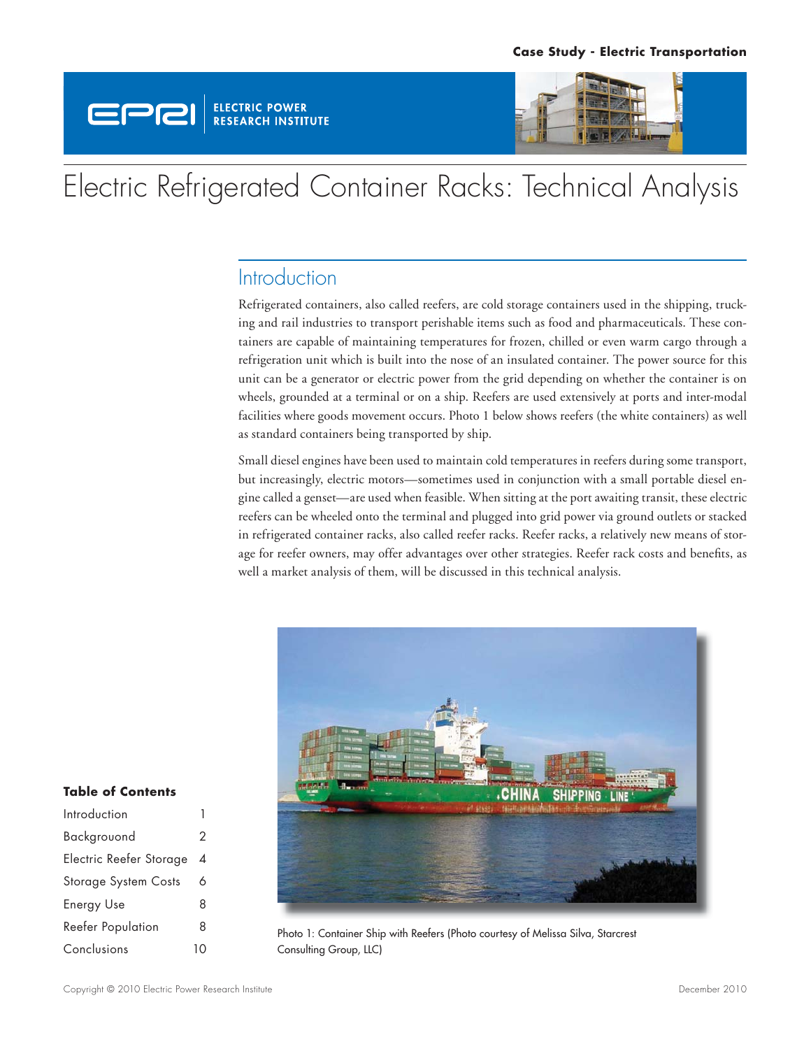Case Study - Electric Transportation

EPRI | ELECTRIC POWER RESEARCH INSTITUTE

# Electric Refrigerated Container Racks: Technical Analysis

## Introduction

Refrigerated containers, also called reefers, are cold storage containers used in the shipping, trucking and rail industries to transport perishable items such as food and pharmaceuticals. These containers are capable of maintaining temperatures for frozen, chilled or even warm cargo through a refrigeration unit which is built into the nose of an insulated container. The power source for this unit can be a generator or electric power from the grid depending on whether the container is on wheels, grounded at a terminal or on a ship. Reefers are used extensively at ports and inter-modal facilities where goods movement occurs. Photo 1 below shows reefers (the white containers) as well as standard containers being transported by ship.

Small diesel engines have been used to maintain cold temperatures in reefers during some transport, but increasingly, electric motors—sometimes used in conjunction with a small portable diesel engine called a genset—are used when feasible. When sitting at the port awaiting transit, these electric reefers can be wheeled onto the terminal and plugged into grid power via ground outlets or stacked in refrigerated container racks, also called reefer racks. Reefer racks, a relatively new means of storage for reefer owners, may offer advantages over other strategies. Reefer rack costs and benefits, as well a market analysis of them, will be discussed in this technical analysis.

Photo 1: Container Ship with Reefers (Photo courtesy of Melissa Silva, Starcrest Consulting Group, LLC)

**Table of Contents**

| | |
|---|---|
| Introduction | 1 |
| Backgrouond | 2 |
| Electric Reefer Storage | 4 |
| Storage System Costs | 6 |
| Energy Use | 8 |
| Reefer Population | 8 |
| Conclusions | 10 |

Copyright © 2010 Electric Power Research Institute

December 2010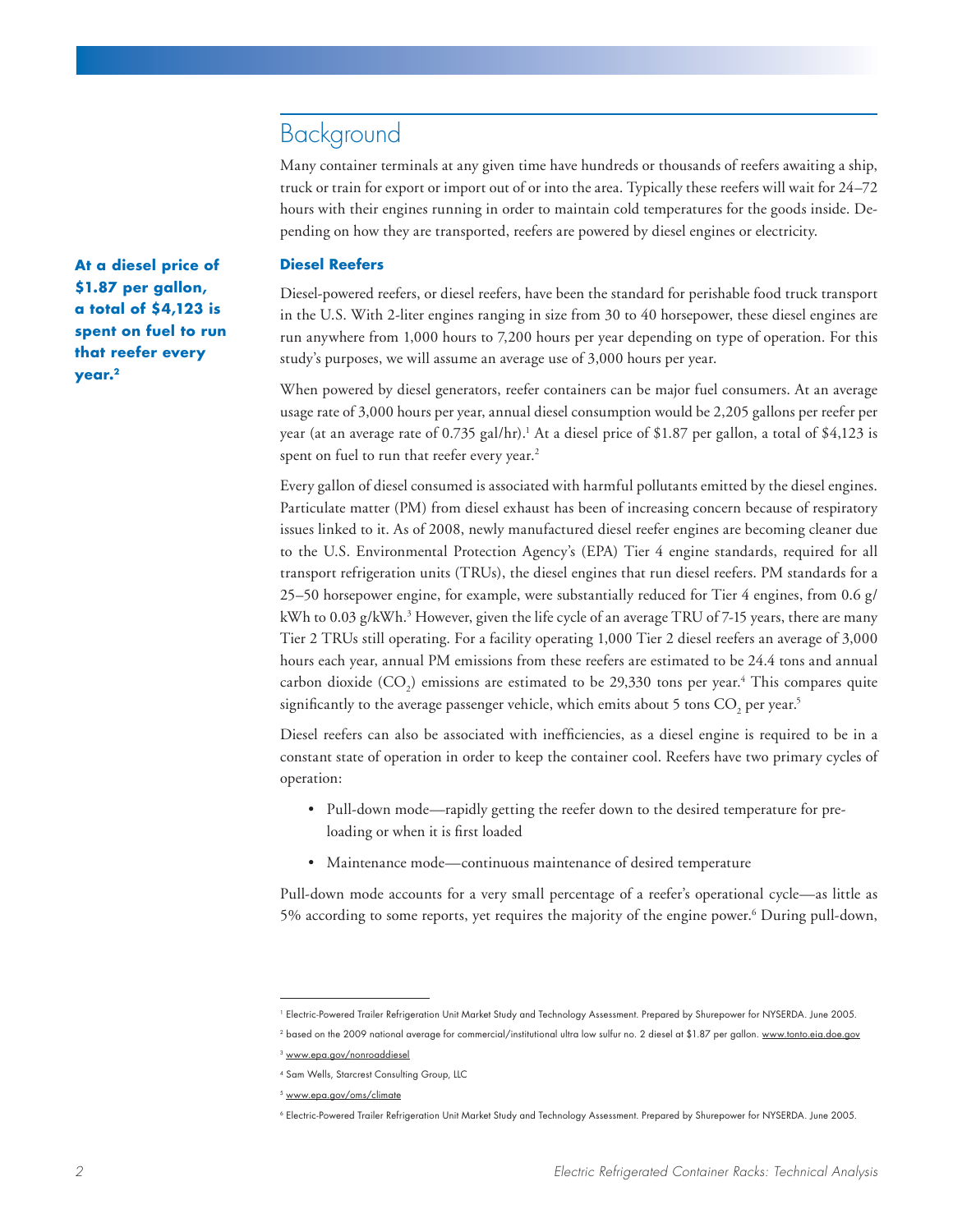## Background

Many container terminals at any given time have hundreds or thousands of reefers awaiting a ship, truck or train for export or import out of or into the area. Typically these reefers will wait for 24–72 hours with their engines running in order to maintain cold temperatures for the goods inside. Depending on how they are transported, reefers are powered by diesel engines or electricity.

**At a diesel price of $1.87 per gallon, a total of $4,123 is spent on fuel to run that reefer every year.[2]**

### Diesel Reefers

Diesel-powered reefers, or diesel reefers, have been the standard for perishable food truck transport in the U.S. With 2-liter engines ranging in size from 30 to 40 horsepower, these diesel engines are run anywhere from 1,000 hours to 7,200 hours per year depending on type of operation. For this study's purposes, we will assume an average use of 3,000 hours per year.

When powered by diesel generators, reefer containers can be major fuel consumers. At an average usage rate of 3,000 hours per year, annual diesel consumption would be 2,205 gallons per reefer per year (at an average rate of 0.735 gal/hr).[1] At a diesel price of $1.87 per gallon, a total of $4,123 is spent on fuel to run that reefer every year.[2]

Every gallon of diesel consumed is associated with harmful pollutants emitted by the diesel engines. Particulate matter (PM) from diesel exhaust has been of increasing concern because of respiratory issues linked to it. As of 2008, newly manufactured diesel reefer engines are becoming cleaner due to the U.S. Environmental Protection Agency's (EPA) Tier 4 engine standards, required for all transport refrigeration units (TRUs), the diesel engines that run diesel reefers. PM standards for a 25–50 horsepower engine, for example, were substantially reduced for Tier 4 engines, from 0.6 g/kWh to 0.03 g/kWh.[3] However, given the life cycle of an average TRU of 7-15 years, there are many Tier 2 TRUs still operating. For a facility operating 1,000 Tier 2 diesel reefers an average of 3,000 hours each year, annual PM emissions from these reefers are estimated to be 24.4 tons and annual carbon dioxide ($CO_2$) emissions are estimated to be 29,330 tons per year.[4] This compares quite significantly to the average passenger vehicle, which emits about 5 tons $CO_2$ per year.[5]

Diesel reefers can also be associated with inefficiencies, as a diesel engine is required to be in a constant state of operation in order to keep the container cool. Reefers have two primary cycles of operation:

- Pull-down mode—rapidly getting the reefer down to the desired temperature for pre-loading or when it is first loaded
- Maintenance mode—continuous maintenance of desired temperature

Pull-down mode accounts for a very small percentage of a reefer's operational cycle—as little as 5% according to some reports, yet requires the majority of the engine power.[6] During pull-down,

---

[1] Electric-Powered Trailer Refrigeration Unit Market Study and Technology Assessment. Prepared by Shurepower for NYSERDA. June 2005.

[2] based on the 2009 national average for commercial/institutional ultra low sulfur no. 2 diesel at $1.87 per gallon. www.tonto.eia.doe.gov

[3] www.epa.gov/nonroaddiesel

[4] Sam Wells, Starcrest Consulting Group, LLC

[5] www.epa.gov/oms/climate

[6] Electric-Powered Trailer Refrigeration Unit Market Study and Technology Assessment. Prepared by Shurepower for NYSERDA. June 2005.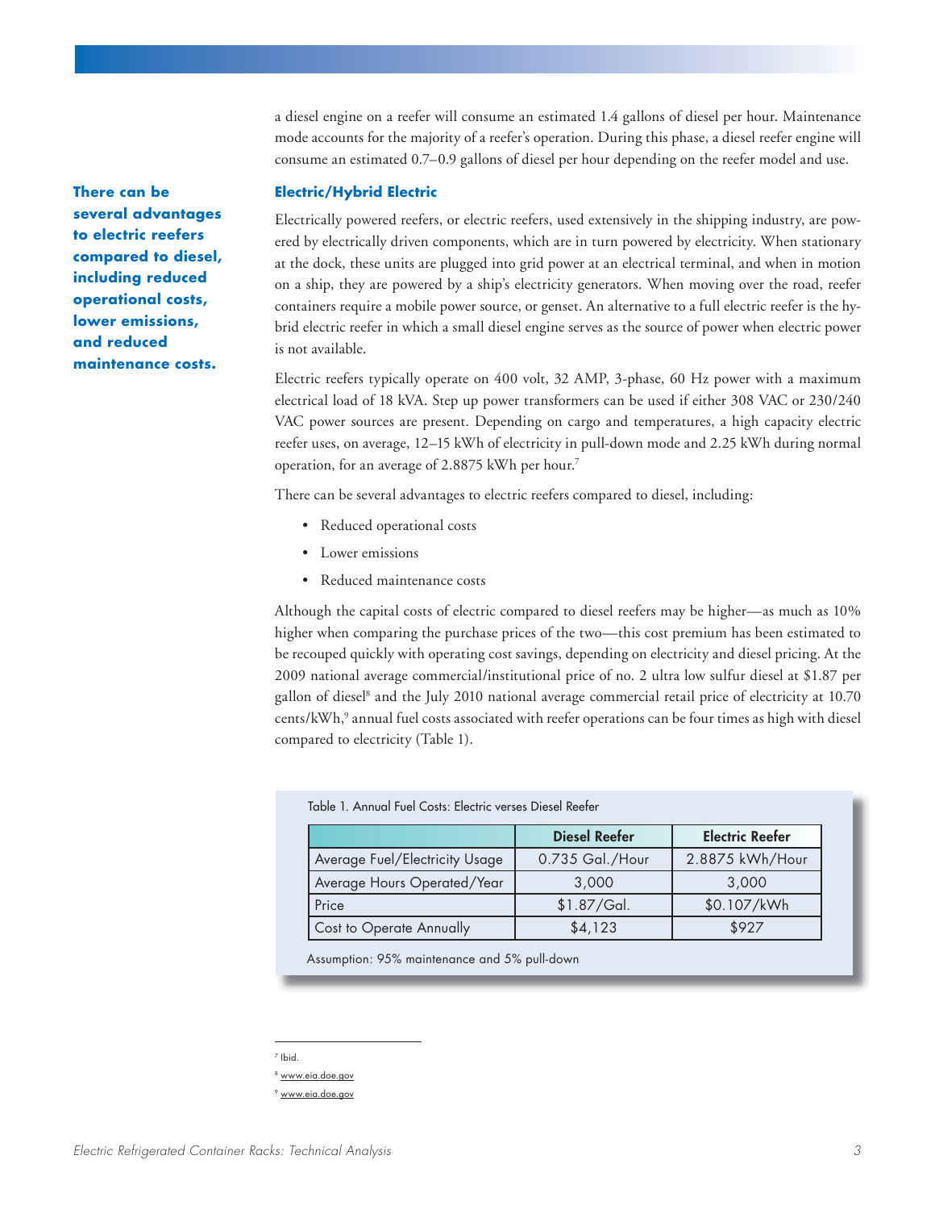a diesel engine on a reefer will consume an estimated 1.4 gallons of diesel per hour. Maintenance mode accounts for the majority of a reefer's operation. During this phase, a diesel reefer engine will consume an estimated 0.7–0.9 gallons of diesel per hour depending on the reefer model and use.

**There can be several advantages to electric reefers compared to diesel, including reduced operational costs, lower emissions, and reduced maintenance costs.**

### Electric/Hybrid Electric

Electrically powered reefers, or electric reefers, used extensively in the shipping industry, are powered by electrically driven components, which are in turn powered by electricity. When stationary at the dock, these units are plugged into grid power at an electrical terminal, and when in motion on a ship, they are powered by a ship's electricity generators. When moving over the road, reefer containers require a mobile power source, or genset. An alternative to a full electric reefer is the hybrid electric reefer in which a small diesel engine serves as the source of power when electric power is not available.

Electric reefers typically operate on 400 volt, 32 AMP, 3-phase, 60 Hz power with a maximum electrical load of 18 kVA. Step up power transformers can be used if either 308 VAC or 230/240 VAC power sources are present. Depending on cargo and temperatures, a high capacity electric reefer uses, on average, 12–15 kWh of electricity in pull-down mode and 2.25 kWh during normal operation, for an average of 2.8875 kWh per hour.[7]

There can be several advantages to electric reefers compared to diesel, including:

- Reduced operational costs
- Lower emissions
- Reduced maintenance costs

Although the capital costs of electric compared to diesel reefers may be higher—as much as 10% higher when comparing the purchase prices of the two—this cost premium has been estimated to be recouped quickly with operating cost savings, depending on electricity and diesel pricing. At the 2009 national average commercial/institutional price of no. 2 ultra low sulfur diesel at $1.87 per gallon of diesel[8] and the July 2010 national average commercial retail price of electricity at 10.70 cents/kWh,[9] annual fuel costs associated with reefer operations can be four times as high with diesel compared to electricity (Table 1).

Table 1. Annual Fuel Costs: Electric verses Diesel Reefer

| | Diesel Reefer | Electric Reefer |
|---|---|---|
| Average Fuel/Electricity Usage | 0.735 Gal./Hour | 2.8875 kWh/Hour |
| Average Hours Operated/Year | 3,000 | 3,000 |
| Price | $1.87/Gal. | $0.107/kWh |
| Cost to Operate Annually | $4,123 | $927 |

Assumption: 95% maintenance and 5% pull-down

[7] Ibid.

[8] www.eia.doe.gov

[9] www.eia.doe.gov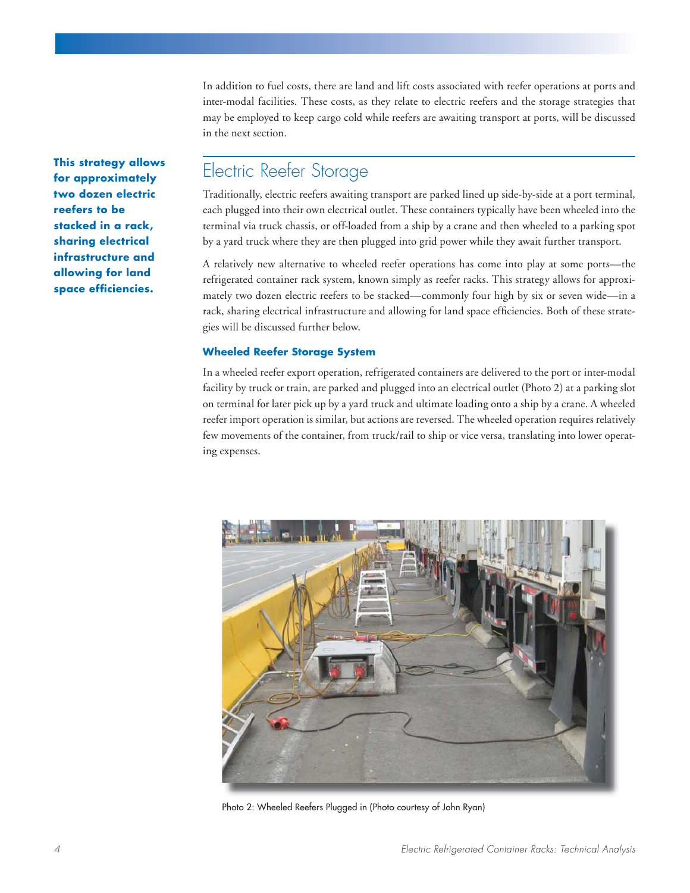In addition to fuel costs, there are land and lift costs associated with reefer operations at ports and inter-modal facilities. These costs, as they relate to electric reefers and the storage strategies that may be employed to keep cargo cold while reefers are awaiting transport at ports, will be discussed in the next section.

**This strategy allows for approximately two dozen electric reefers to be stacked in a rack, sharing electrical infrastructure and allowing for land space efficiencies.**

## Electric Reefer Storage

Traditionally, electric reefers awaiting transport are parked lined up side-by-side at a port terminal, each plugged into their own electrical outlet. These containers typically have been wheeled into the terminal via truck chassis, or off-loaded from a ship by a crane and then wheeled to a parking spot by a yard truck where they are then plugged into grid power while they await further transport.

A relatively new alternative to wheeled reefer operations has come into play at some ports—the refrigerated container rack system, known simply as reefer racks. This strategy allows for approximately two dozen electric reefers to be stacked—commonly four high by six or seven wide—in a rack, sharing electrical infrastructure and allowing for land space efficiencies. Both of these strategies will be discussed further below.

### Wheeled Reefer Storage System

In a wheeled reefer export operation, refrigerated containers are delivered to the port or inter-modal facility by truck or train, are parked and plugged into an electrical outlet (Photo 2) at a parking slot on terminal for later pick up by a yard truck and ultimate loading onto a ship by a crane. A wheeled reefer import operation is similar, but actions are reversed. The wheeled operation requires relatively few movements of the container, from truck/rail to ship or vice versa, translating into lower operating expenses.

Photo 2: Wheeled Reefers Plugged in (Photo courtesy of John Ryan)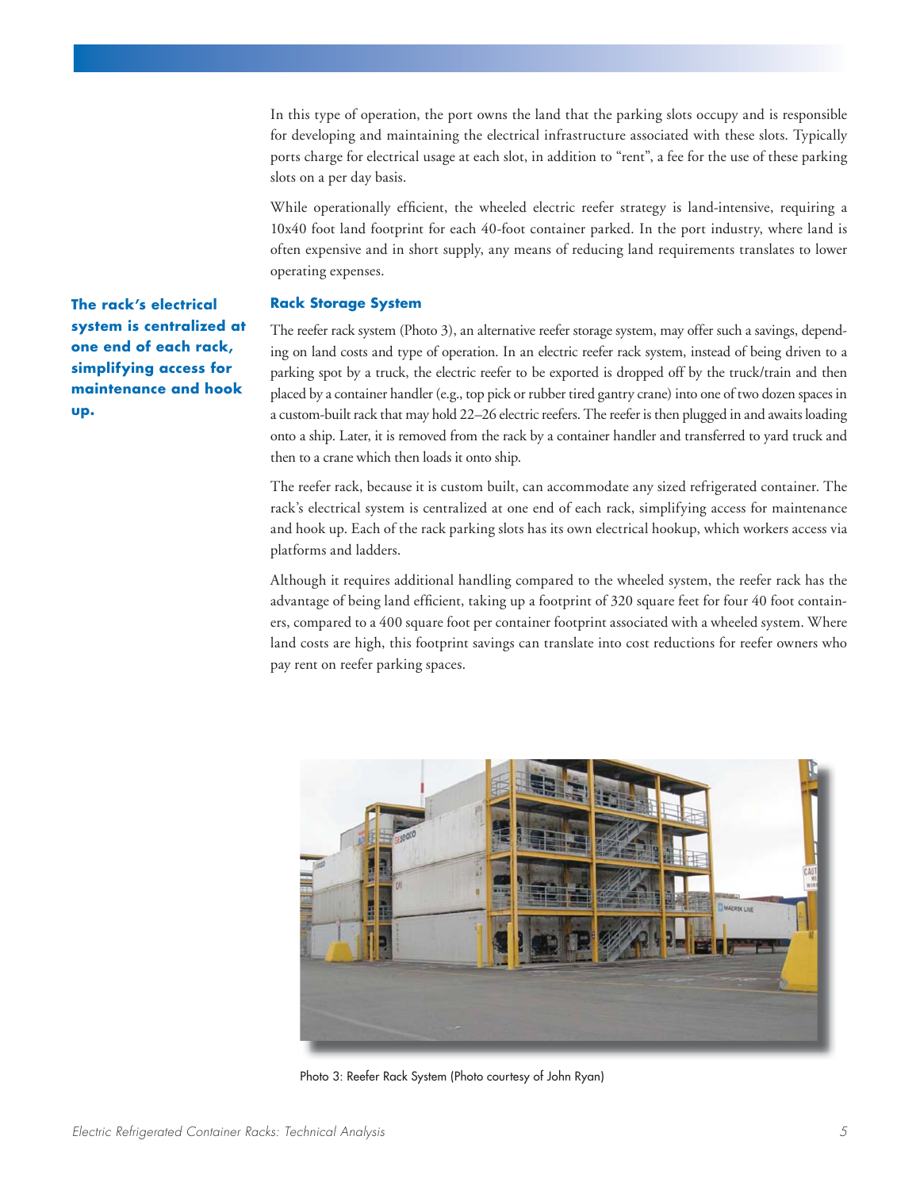In this type of operation, the port owns the land that the parking slots occupy and is responsible for developing and maintaining the electrical infrastructure associated with these slots. Typically ports charge for electrical usage at each slot, in addition to "rent", a fee for the use of these parking slots on a per day basis.

While operationally efficient, the wheeled electric reefer strategy is land-intensive, requiring a 10x40 foot land footprint for each 40-foot container parked. In the port industry, where land is often expensive and in short supply, any means of reducing land requirements translates to lower operating expenses.

**The rack's electrical system is centralized at one end of each rack, simplifying access for maintenance and hook up.**

### Rack Storage System

The reefer rack system (Photo 3), an alternative reefer storage system, may offer such a savings, depending on land costs and type of operation. In an electric reefer rack system, instead of being driven to a parking spot by a truck, the electric reefer to be exported is dropped off by the truck/train and then placed by a container handler (e.g., top pick or rubber tired gantry crane) into one of two dozen spaces in a custom-built rack that may hold 22–26 electric reefers. The reefer is then plugged in and awaits loading onto a ship. Later, it is removed from the rack by a container handler and transferred to yard truck and then to a crane which then loads it onto ship.

The reefer rack, because it is custom built, can accommodate any sized refrigerated container. The rack's electrical system is centralized at one end of each rack, simplifying access for maintenance and hook up. Each of the rack parking slots has its own electrical hookup, which workers access via platforms and ladders.

Although it requires additional handling compared to the wheeled system, the reefer rack has the advantage of being land efficient, taking up a footprint of 320 square feet for four 40 foot containers, compared to a 400 square foot per container footprint associated with a wheeled system. Where land costs are high, this footprint savings can translate into cost reductions for reefer owners who pay rent on reefer parking spaces.

Photo 3: Reefer Rack System (Photo courtesy of John Ryan)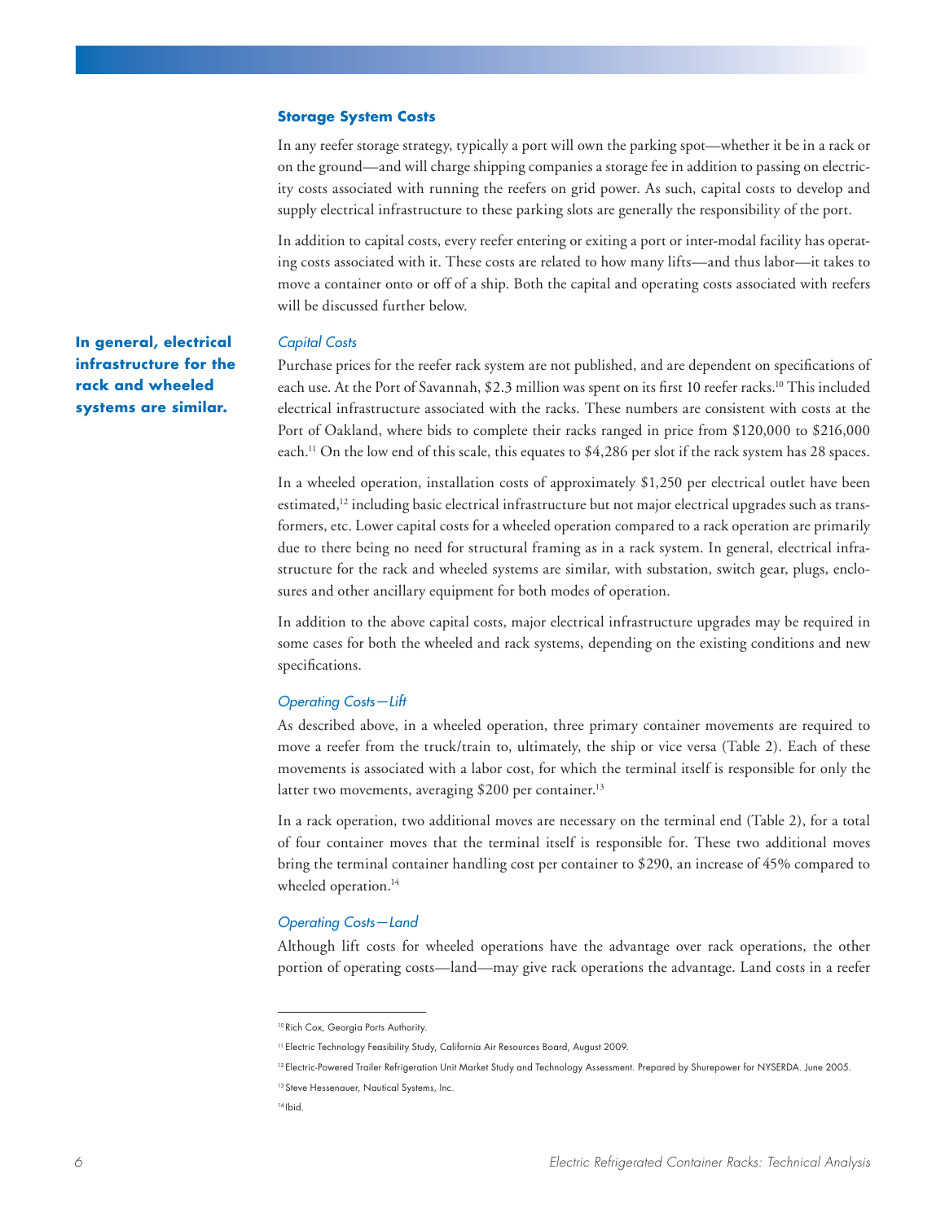### Storage System Costs

In any reefer storage strategy, typically a port will own the parking spot—whether it be in a rack or on the ground—and will charge shipping companies a storage fee in addition to passing on electricity costs associated with running the reefers on grid power. As such, capital costs to develop and supply electrical infrastructure to these parking slots are generally the responsibility of the port.

In addition to capital costs, every reefer entering or exiting a port or inter-modal facility has operating costs associated with it. These costs are related to how many lifts—and thus labor—it takes to move a container onto or off of a ship. Both the capital and operating costs associated with reefers will be discussed further below.

**In general, electrical infrastructure for the rack and wheeled systems are similar.**

#### *Capital Costs*

Purchase prices for the reefer rack system are not published, and are dependent on specifications of each use. At the Port of Savannah, $2.3 million was spent on its first 10 reefer racks.[10] This included electrical infrastructure associated with the racks. These numbers are consistent with costs at the Port of Oakland, where bids to complete their racks ranged in price from $120,000 to $216,000 each.[11] On the low end of this scale, this equates to $4,286 per slot if the rack system has 28 spaces.

In a wheeled operation, installation costs of approximately $1,250 per electrical outlet have been estimated,[12] including basic electrical infrastructure but not major electrical upgrades such as transformers, etc. Lower capital costs for a wheeled operation compared to a rack operation are primarily due to there being no need for structural framing as in a rack system. In general, electrical infrastructure for the rack and wheeled systems are similar, with substation, switch gear, plugs, enclosures and other ancillary equipment for both modes of operation.

In addition to the above capital costs, major electrical infrastructure upgrades may be required in some cases for both the wheeled and rack systems, depending on the existing conditions and new specifications.

#### *Operating Costs—Lift*

As described above, in a wheeled operation, three primary container movements are required to move a reefer from the truck/train to, ultimately, the ship or vice versa (Table 2). Each of these movements is associated with a labor cost, for which the terminal itself is responsible for only the latter two movements, averaging $200 per container.[13]

In a rack operation, two additional moves are necessary on the terminal end (Table 2), for a total of four container moves that the terminal itself is responsible for. These two additional moves bring the terminal container handling cost per container to $290, an increase of 45% compared to wheeled operation.[14]

#### *Operating Costs—Land*

Although lift costs for wheeled operations have the advantage over rack operations, the other portion of operating costs—land—may give rack operations the advantage. Land costs in a reefer

---

[10] Rich Cox, Georgia Ports Authority.

[11] Electric Technology Feasibility Study, California Air Resources Board, August 2009.

[12] Electric-Powered Trailer Refrigeration Unit Market Study and Technology Assessment. Prepared by Shurepower for NYSERDA. June 2005.

[13] Steve Hessenauer, Nautical Systems, Inc.

[14] Ibid.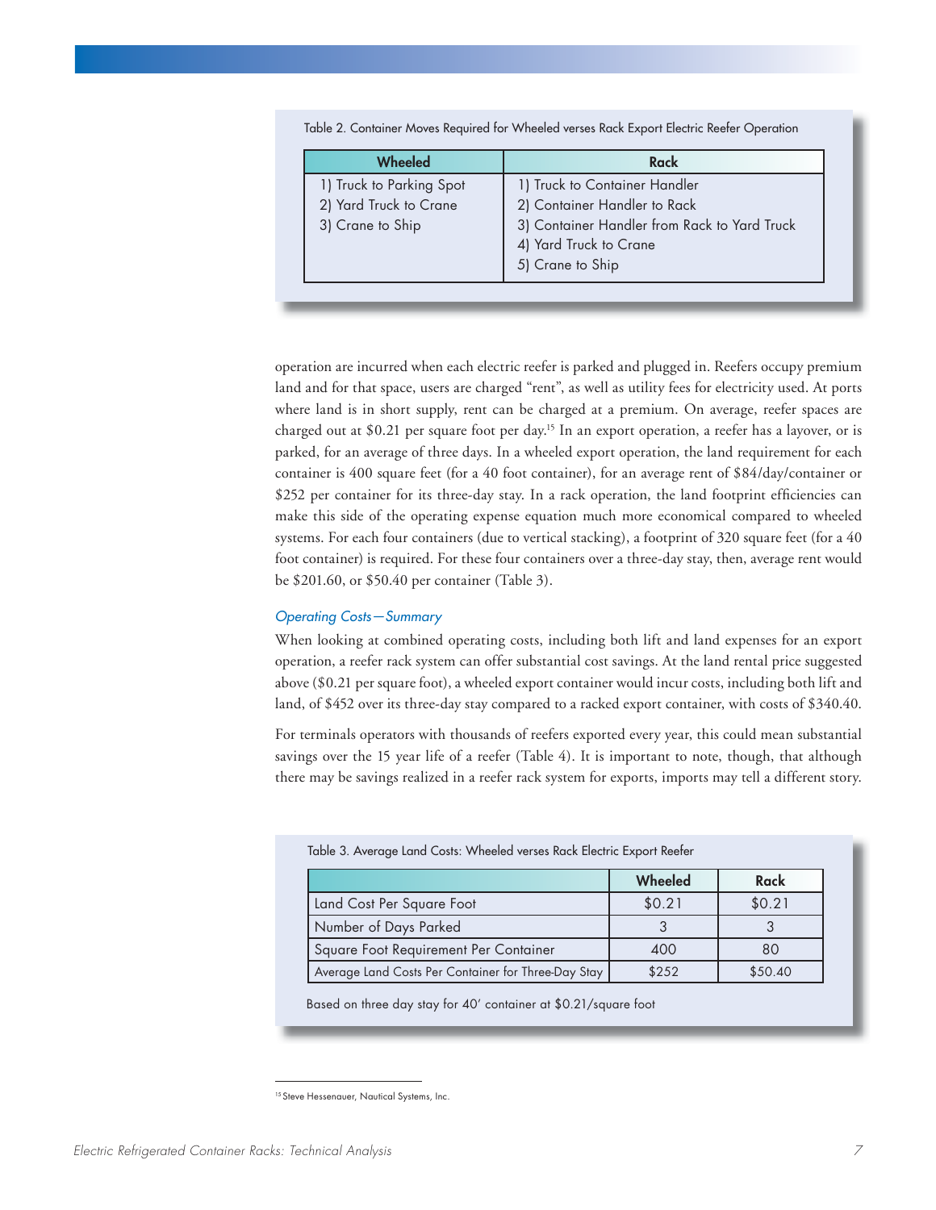Table 2. Container Moves Required for Wheeled verses Rack Export Electric Reefer Operation

| Wheeled | Rack |
|---|---|
| 1) Truck to Parking Spot<br>2) Yard Truck to Crane<br>3) Crane to Ship | 1) Truck to Container Handler<br>2) Container Handler to Rack<br>3) Container Handler from Rack to Yard Truck<br>4) Yard Truck to Crane<br>5) Crane to Ship |

operation are incurred when each electric reefer is parked and plugged in. Reefers occupy premium land and for that space, users are charged "rent", as well as utility fees for electricity used. At ports where land is in short supply, rent can be charged at a premium. On average, reefer spaces are charged out at $0.21 per square foot per day.[15] In an export operation, a reefer has a layover, or is parked, for an average of three days. In a wheeled export operation, the land requirement for each container is 400 square feet (for a 40 foot container), for an average rent of $84/day/container or $252 per container for its three-day stay. In a rack operation, the land footprint efficiencies can make this side of the operating expense equation much more economical compared to wheeled systems. For each four containers (due to vertical stacking), a footprint of 320 square feet (for a 40 foot container) is required. For these four containers over a three-day stay, then, average rent would be $201.60, or $50.40 per container (Table 3).

### *Operating Costs—Summary*

When looking at combined operating costs, including both lift and land expenses for an export operation, a reefer rack system can offer substantial cost savings. At the land rental price suggested above ($0.21 per square foot), a wheeled export container would incur costs, including both lift and land, of $452 over its three-day stay compared to a racked export container, with costs of $340.40.

For terminals operators with thousands of reefers exported every year, this could mean substantial savings over the 15 year life of a reefer (Table 4). It is important to note, though, that although there may be savings realized in a reefer rack system for exports, imports may tell a different story.

Table 3. Average Land Costs: Wheeled verses Rack Electric Export Reefer

| | Wheeled | Rack |
|---|---|---|
| Land Cost Per Square Foot | $0.21 | $0.21 |
| Number of Days Parked | 3 | 3 |
| Square Foot Requirement Per Container | 400 | 80 |
| Average Land Costs Per Container for Three-Day Stay | $252 | $50.40 |

Based on three day stay for 40′ container at $0.21/square foot

[15] Steve Hessenauer, Nautical Systems, Inc.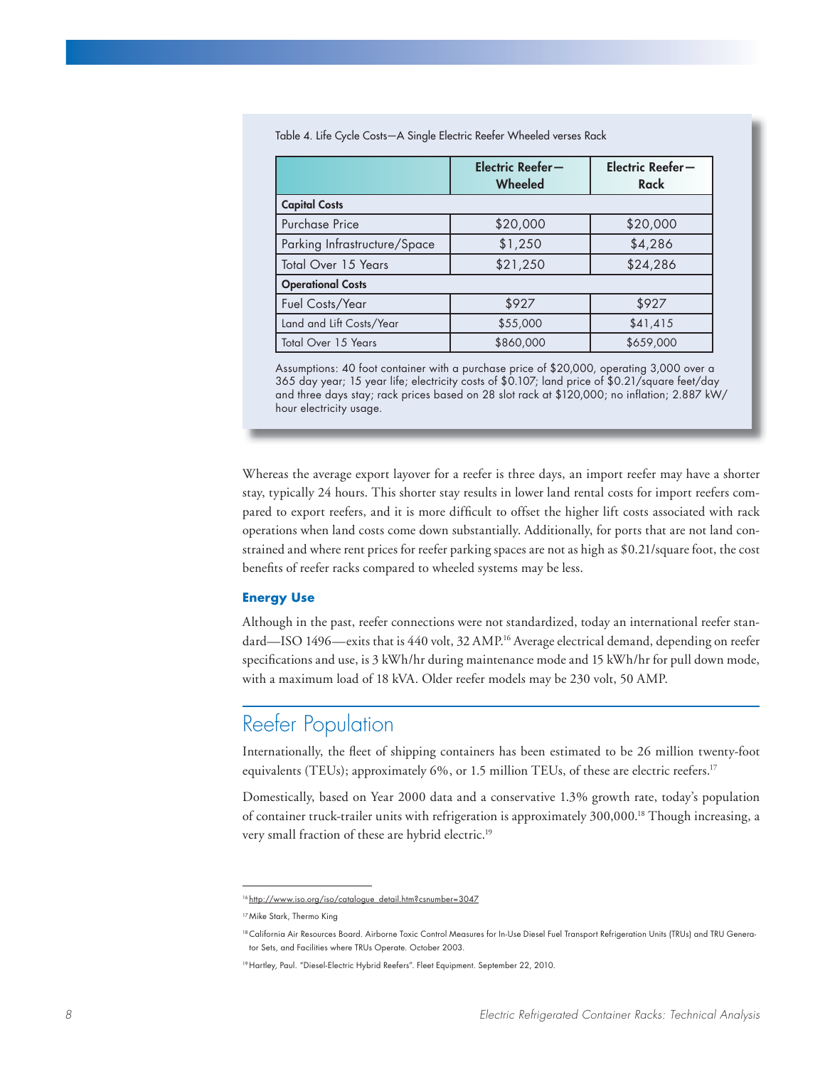Table 4. Life Cycle Costs—A Single Electric Reefer Wheeled verses Rack

| | Electric Reefer—Wheeled | Electric Reefer—Rack |
|---|---|---|
| **Capital Costs** | | |
| Purchase Price | $20,000 | $20,000 |
| Parking Infrastructure/Space | $1,250 | $4,286 |
| Total Over 15 Years | $21,250 | $24,286 |
| **Operational Costs** | | |
| Fuel Costs/Year | $927 | $927 |
| Land and Lift Costs/Year | $55,000 | $41,415 |
| Total Over 15 Years | $860,000 | $659,000 |

Assumptions: 40 foot container with a purchase price of $20,000, operating 3,000 over a 365 day year; 15 year life; electricity costs of $0.107; land price of $0.21/square feet/day and three days stay; rack prices based on 28 slot rack at $120,000; no inflation; 2.887 kW/hour electricity usage.

Whereas the average export layover for a reefer is three days, an import reefer may have a shorter stay, typically 24 hours. This shorter stay results in lower land rental costs for import reefers compared to export reefers, and it is more difficult to offset the higher lift costs associated with rack operations when land costs come down substantially. Additionally, for ports that are not land constrained and where rent prices for reefer parking spaces are not as high as $0.21/square foot, the cost benefits of reefer racks compared to wheeled systems may be less.

### Energy Use

Although in the past, reefer connections were not standardized, today an international reefer standard—ISO 1496—exits that is 440 volt, 32 AMP.[16] Average electrical demand, depending on reefer specifications and use, is 3 kWh/hr during maintenance mode and 15 kWh/hr for pull down mode, with a maximum load of 18 kVA. Older reefer models may be 230 volt, 50 AMP.

## Reefer Population

Internationally, the fleet of shipping containers has been estimated to be 26 million twenty-foot equivalents (TEUs); approximately 6%, or 1.5 million TEUs, of these are electric reefers.[17]

Domestically, based on Year 2000 data and a conservative 1.3% growth rate, today's population of container truck-trailer units with refrigeration is approximately 300,000.[18] Though increasing, a very small fraction of these are hybrid electric.[19]

---

[16] http://www.iso.org/iso/catalogue_detail.htm?csnumber=3047

[17] Mike Stark, Thermo King

[18] California Air Resources Board. Airborne Toxic Control Measures for In-Use Diesel Fuel Transport Refrigeration Units (TRUs) and TRU Generator Sets, and Facilities where TRUs Operate. October 2003.

[19] Hartley, Paul. "Diesel-Electric Hybrid Reefers". Fleet Equipment. September 22, 2010.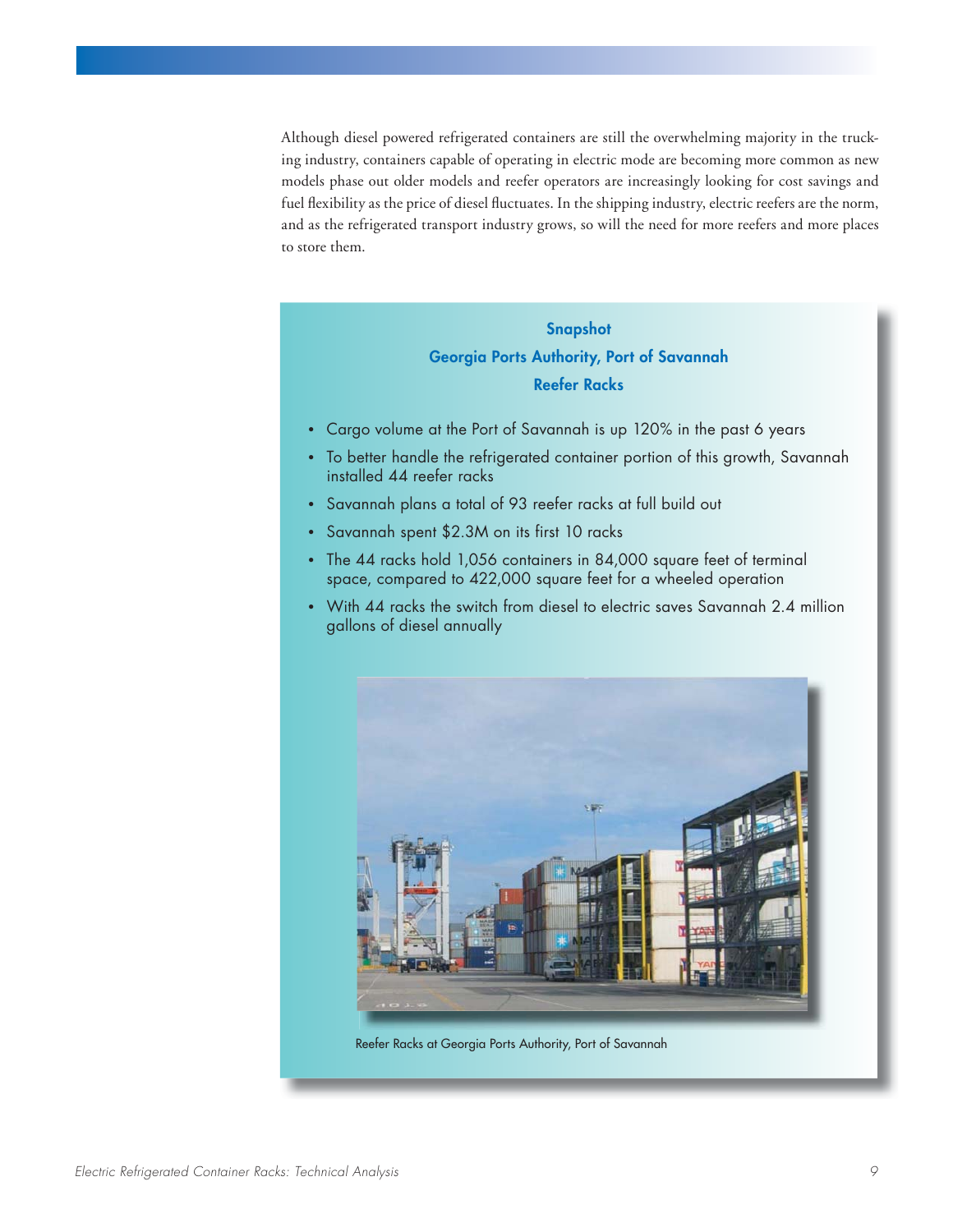Although diesel powered refrigerated containers are still the overwhelming majority in the trucking industry, containers capable of operating in electric mode are becoming more common as new models phase out older models and reefer operators are increasingly looking for cost savings and fuel flexibility as the price of diesel fluctuates. In the shipping industry, electric reefers are the norm, and as the refrigerated transport industry grows, so will the need for more reefers and more places to store them.

### Snapshot
### Georgia Ports Authority, Port of Savannah
### Reefer Racks

- Cargo volume at the Port of Savannah is up 120% in the past 6 years
- To better handle the refrigerated container portion of this growth, Savannah installed 44 reefer racks
- Savannah plans a total of 93 reefer racks at full build out
- Savannah spent $2.3M on its first 10 racks
- The 44 racks hold 1,056 containers in 84,000 square feet of terminal space, compared to 422,000 square feet for a wheeled operation
- With 44 racks the switch from diesel to electric saves Savannah 2.4 million gallons of diesel annually

Reefer Racks at Georgia Ports Authority, Port of Savannah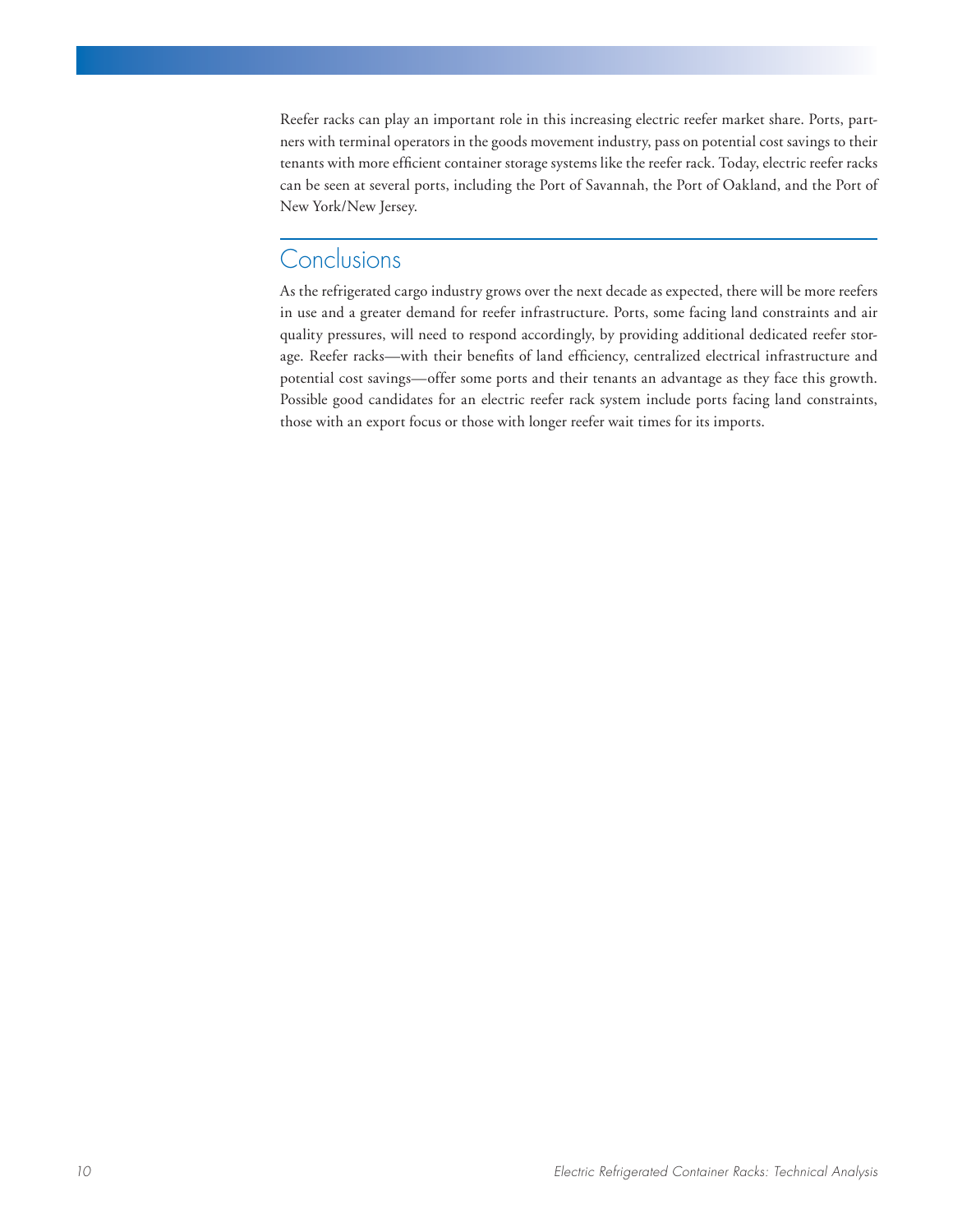Reefer racks can play an important role in this increasing electric reefer market share. Ports, partners with terminal operators in the goods movement industry, pass on potential cost savings to their tenants with more efficient container storage systems like the reefer rack. Today, electric reefer racks can be seen at several ports, including the Port of Savannah, the Port of Oakland, and the Port of New York/New Jersey.

## Conclusions

As the refrigerated cargo industry grows over the next decade as expected, there will be more reefers in use and a greater demand for reefer infrastructure. Ports, some facing land constraints and air quality pressures, will need to respond accordingly, by providing additional dedicated reefer storage. Reefer racks—with their benefits of land efficiency, centralized electrical infrastructure and potential cost savings—offer some ports and their tenants an advantage as they face this growth. Possible good candidates for an electric reefer rack system include ports facing land constraints, those with an export focus or those with longer reefer wait times for its imports.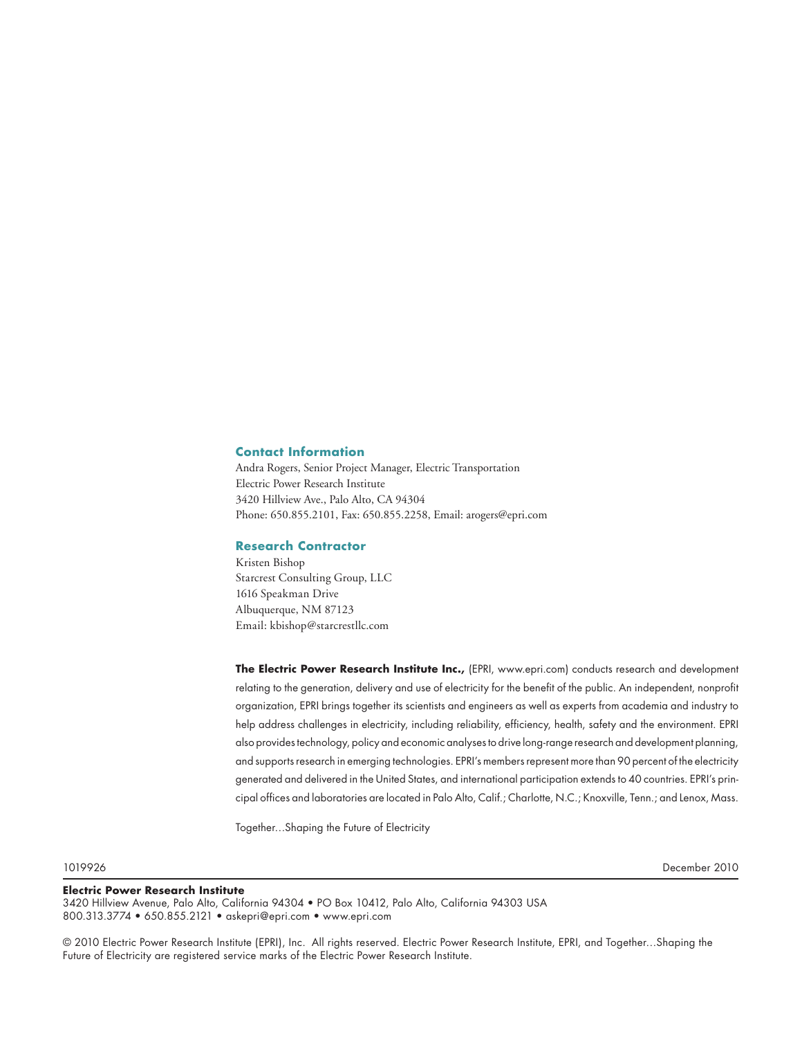## Contact Information

Andra Rogers, Senior Project Manager, Electric Transportation
Electric Power Research Institute
3420 Hillview Ave., Palo Alto, CA 94304
Phone: 650.855.2101, Fax: 650.855.2258, Email: arogers@epri.com

## Research Contractor

Kristen Bishop
Starcrest Consulting Group, LLC
1616 Speakman Drive
Albuquerque, NM 87123
Email: kbishop@starcrestllc.com

**The Electric Power Research Institute Inc.,** (EPRI, www.epri.com) conducts research and development relating to the generation, delivery and use of electricity for the benefit of the public. An independent, nonprofit organization, EPRI brings together its scientists and engineers as well as experts from academia and industry to help address challenges in electricity, including reliability, efficiency, health, safety and the environment. EPRI also provides technology, policy and economic analyses to drive long-range research and development planning, and supports research in emerging technologies. EPRI's members represent more than 90 percent of the electricity generated and delivered in the United States, and international participation extends to 40 countries. EPRI's principal offices and laboratories are located in Palo Alto, Calif.; Charlotte, N.C.; Knoxville, Tenn.; and Lenox, Mass.

Together...Shaping the Future of Electricity

1019926 December 2010

**Electric Power Research Institute**
3420 Hillview Avenue, Palo Alto, California 94304 • PO Box 10412, Palo Alto, California 94303 USA
800.313.3774 • 650.855.2121 • askepri@epri.com • www.epri.com

© 2010 Electric Power Research Institute (EPRI), Inc. All rights reserved. Electric Power Research Institute, EPRI, and Together...Shaping the Future of Electricity are registered service marks of the Electric Power Research Institute.